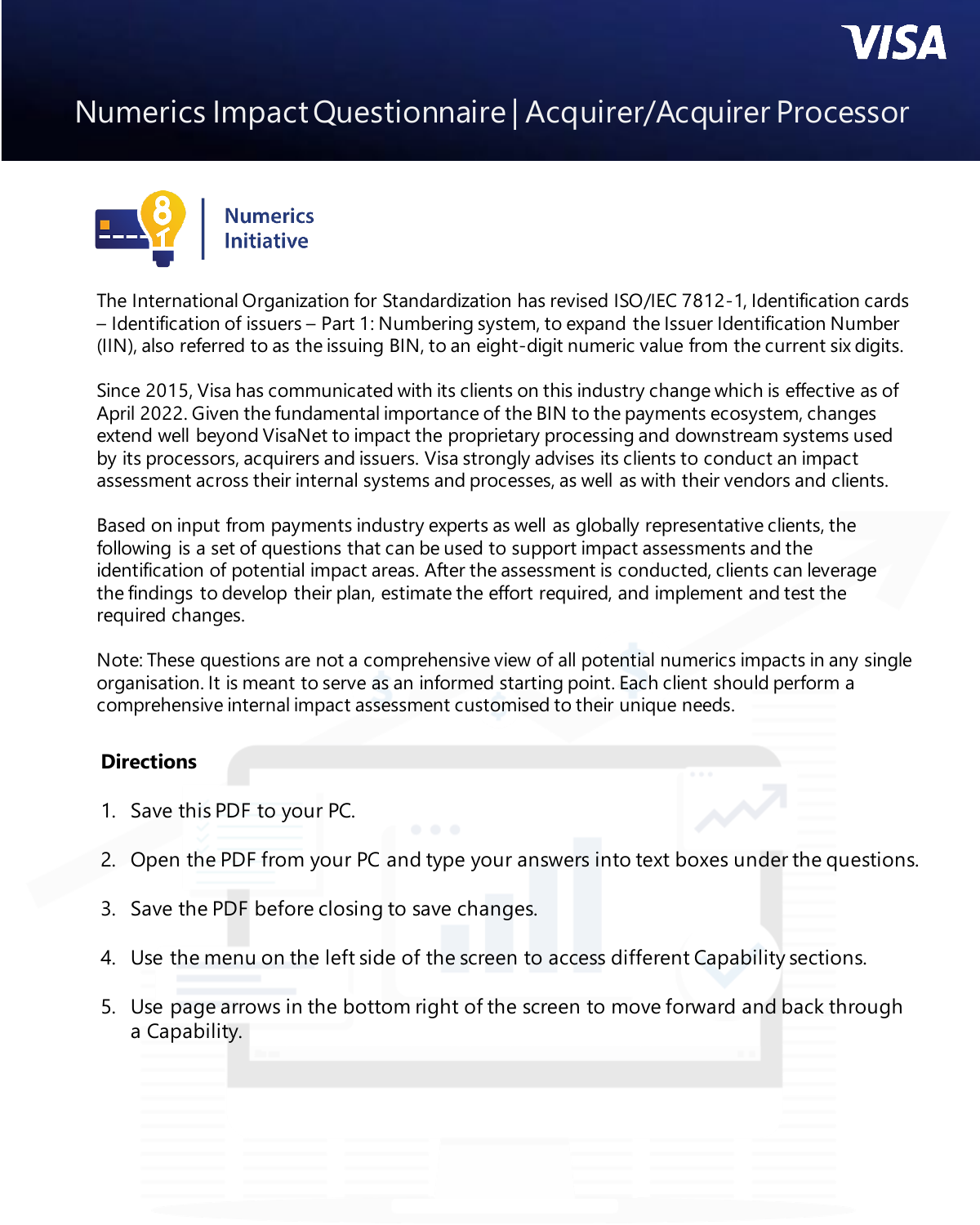VISA

# Numerics Impact Questionnaire | Acquirer/Acquirer Processor

Numerics Initiative

The International Organization for Standardization has revised ISO/IEC 7812-1, Identification cards – Identification of issuers – Part 1: Numbering system, to expand the Issuer Identification Number (IIN), also referred to as the issuing BIN, to an eight-digit numeric value from the current six digits.

Since 2015, Visa has communicated with its clients on this industry change which is effective as of April 2022. Given the fundamental importance of the BIN to the payments ecosystem, changes extend well beyond VisaNet to impact the proprietary processing and downstream systems used by its processors, acquirers and issuers. Visa strongly advises its clients to conduct an impact assessment across their internal systems and processes, as well as with their vendors and clients.

Based on input from payments industry experts as well as globally representative clients, the following is a set of questions that can be used to support impact assessments and the identification of potential impact areas. After the assessment is conducted, clients can leverage the findings to develop their plan, estimate the effort required, and implement and test the required changes.

Note: These questions are not a comprehensive view of all potential numerics impacts in any single organisation. It is meant to serve as an informed starting point. Each client should perform a comprehensive internal impact assessment customised to their unique needs.

## Directions

1. Save this PDF to your PC.
2. Open the PDF from your PC and type your answers into text boxes under the questions.
3. Save the PDF before closing to save changes.
4. Use the menu on the left side of the screen to access different Capability sections.
5. Use page arrows in the bottom right of the screen to move forward and back through a Capability.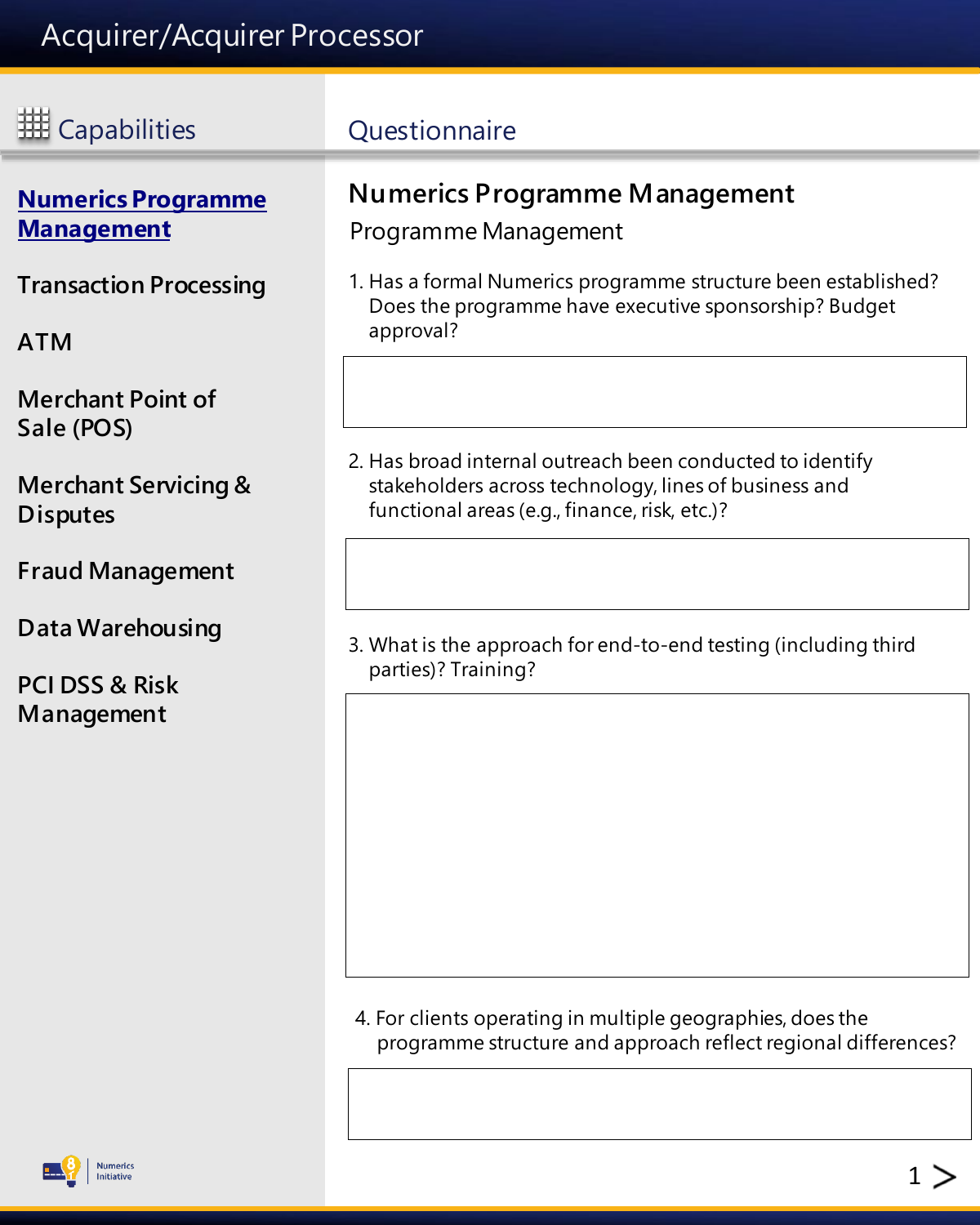# Acquirer/Acquirer Processor

## Capabilities

- **Numerics Programme Management**
- Transaction Processing
- ATM
- Merchant Point of Sale (POS)
- Merchant Servicing & Disputes
- Fraud Management
- Data Warehousing
- PCI DSS & Risk Management

## Questionnaire

### Numerics Programme Management

Programme Management

1. Has a formal Numerics programme structure been established? Does the programme have executive sponsorship? Budget approval?

2. Has broad internal outreach been conducted to identify stakeholders across technology, lines of business and functional areas (e.g., finance, risk, etc.)?

3. What is the approach for end-to-end testing (including third parties)? Training?

4. For clients operating in multiple geographies, does the programme structure and approach reflect regional differences?

Numerics Initiative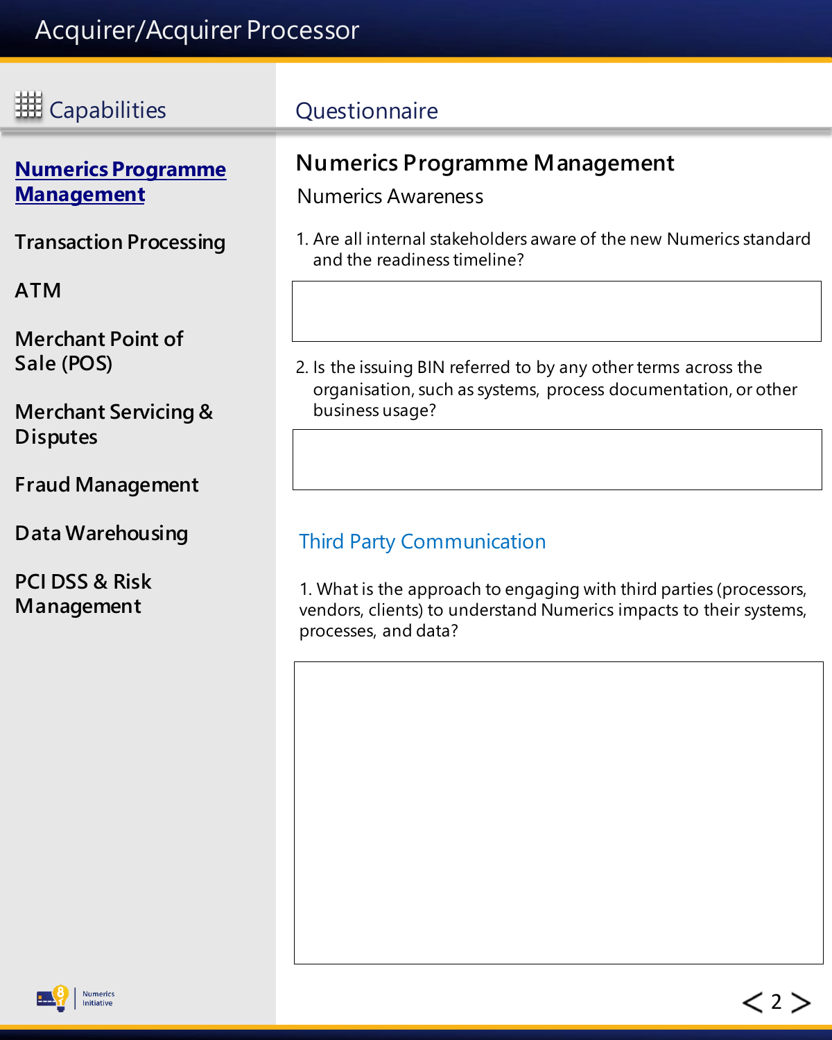# Acquirer/Acquirer Processor

## Capabilities

- **Numerics Programme Management**
- Transaction Processing
- ATM
- Merchant Point of Sale (POS)
- Merchant Servicing & Disputes
- Fraud Management
- Data Warehousing
- PCI DSS & Risk Management

## Questionnaire

### Numerics Programme Management

#### Numerics Awareness

1. Are all internal stakeholders aware of the new Numerics standard and the readiness timeline?

2. Is the issuing BIN referred to by any other terms across the organisation, such as systems, process documentation, or other business usage?

#### Third Party Communication

1. What is the approach to engaging with third parties (processors, vendors, clients) to understand Numerics impacts to their systems, processes, and data?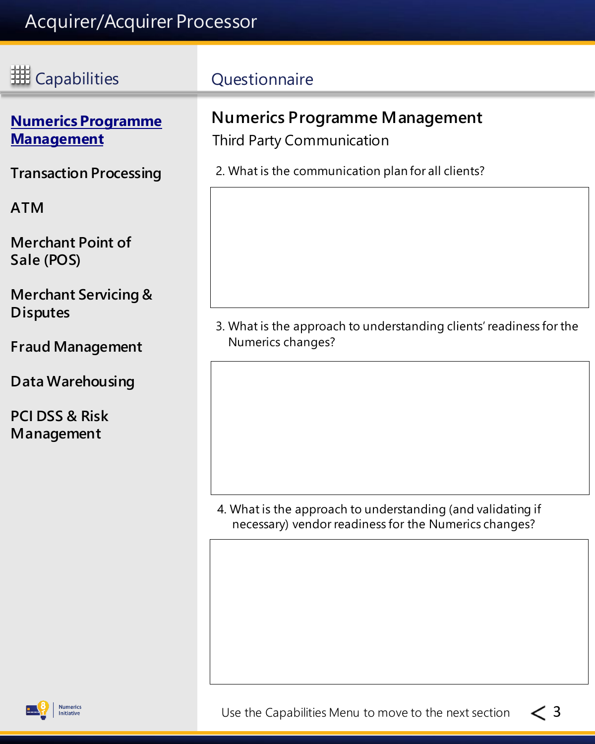# Acquirer/Acquirer Processor

## Capabilities

**Numerics Programme Management**

Transaction Processing

ATM

Merchant Point of Sale (POS)

Merchant Servicing & Disputes

Fraud Management

Data Warehousing

PCI DSS & Risk Management

## Questionnaire

### Numerics Programme Management

Third Party Communication

2. What is the communication plan for all clients?

3. What is the approach to understanding clients' readiness for the Numerics changes?

4. What is the approach to understanding (and validating if necessary) vendor readiness for the Numerics changes?

Use the Capabilities Menu to move to the next section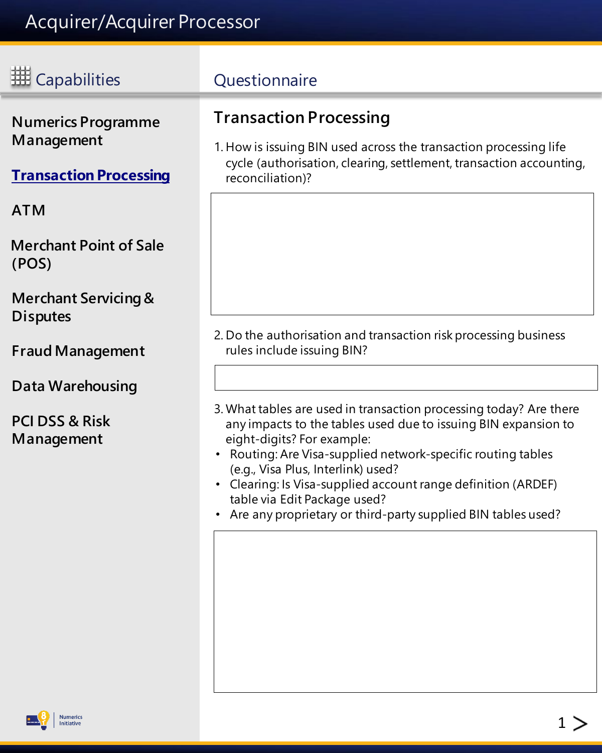# Acquirer/Acquirer Processor

## Capabilities

- Numerics Programme Management
- **Transaction Processing**
- ATM
- Merchant Point of Sale (POS)
- Merchant Servicing & Disputes
- Fraud Management
- Data Warehousing
- PCI DSS & Risk Management

## Questionnaire

### Transaction Processing

1. How is issuing BIN used across the transaction processing life cycle (authorisation, clearing, settlement, transaction accounting, reconciliation)?

2. Do the authorisation and transaction risk processing business rules include issuing BIN?

3. What tables are used in transaction processing today? Are there any impacts to the tables used due to issuing BIN expansion to eight-digits? For example:
   - Routing: Are Visa-supplied network-specific routing tables (e.g., Visa Plus, Interlink) used?
   - Clearing: Is Visa-supplied account range definition (ARDEF) table via Edit Package used?
   - Are any proprietary or third-party supplied BIN tables used?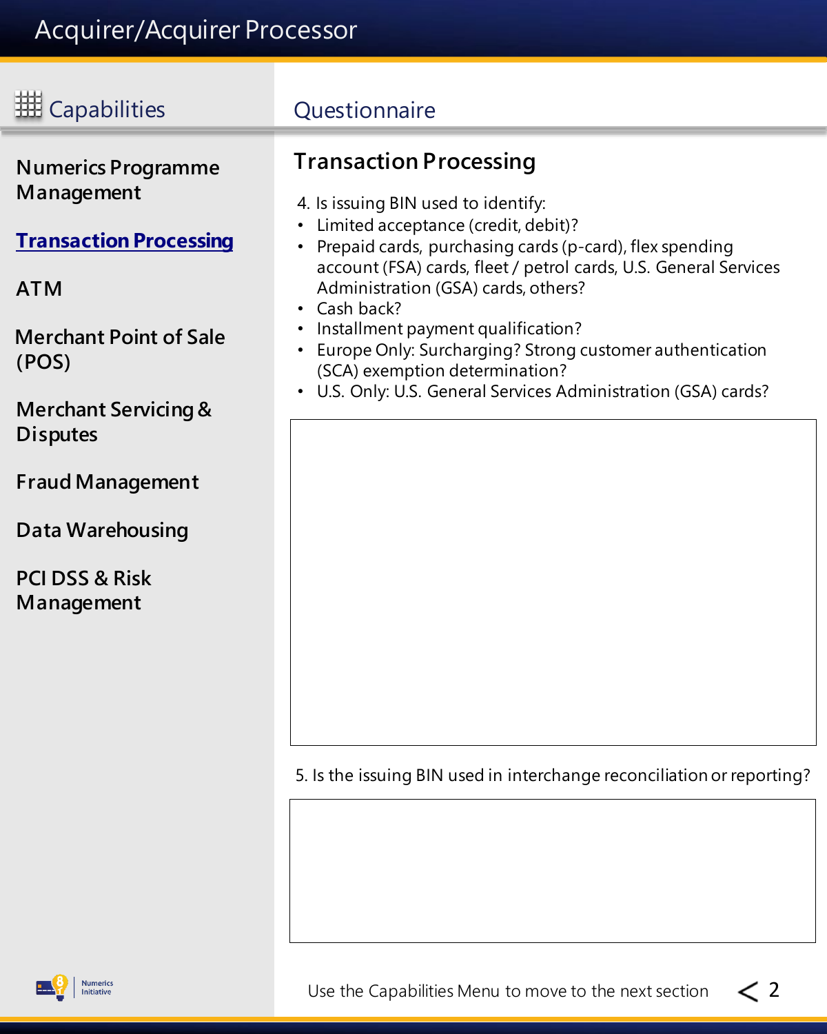# Acquirer/Acquirer Processor

## Capabilities

- Numerics Programme Management
- **Transaction Processing**
- ATM
- Merchant Point of Sale (POS)
- Merchant Servicing & Disputes
- Fraud Management
- Data Warehousing
- PCI DSS & Risk Management

## Questionnaire

### Transaction Processing

4. Is issuing BIN used to identify:

- Limited acceptance (credit, debit)?
- Prepaid cards, purchasing cards (p-card), flex spending account (FSA) cards, fleet / petrol cards, U.S. General Services Administration (GSA) cards, others?
- Cash back?
- Installment payment qualification?
- Europe Only: Surcharging? Strong customer authentication (SCA) exemption determination?
- U.S. Only: U.S. General Services Administration (GSA) cards?

5. Is the issuing BIN used in interchange reconciliation or reporting?

Use the Capabilities Menu to move to the next section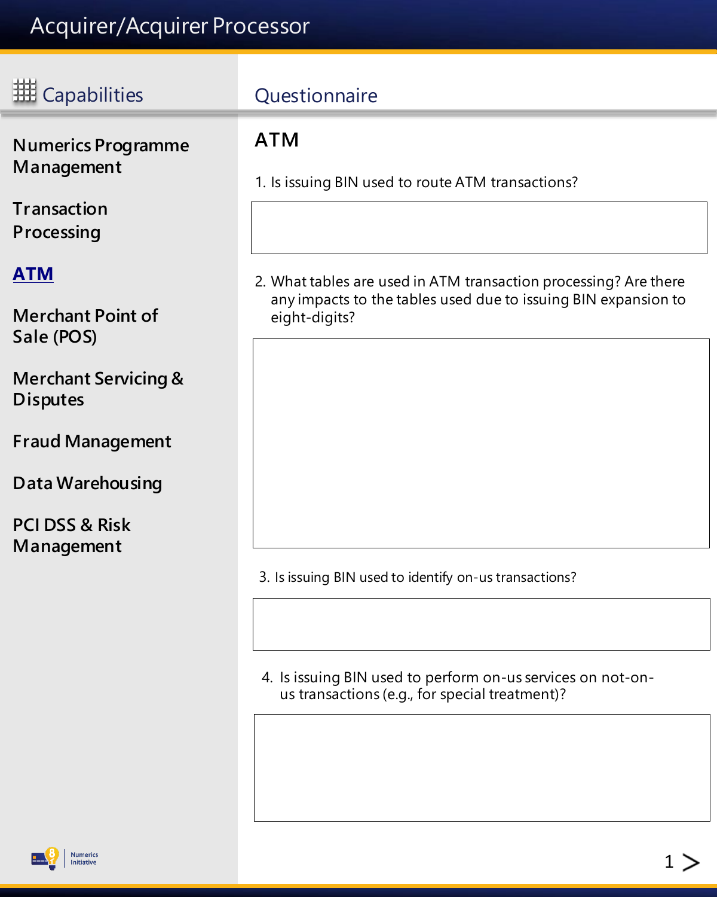# Acquirer/Acquirer Processor

## Capabilities

- Numerics Programme Management
- Transaction Processing
- **ATM**
- Merchant Point of Sale (POS)
- Merchant Servicing & Disputes
- Fraud Management
- Data Warehousing
- PCI DSS & Risk Management

## Questionnaire

### ATM

1. Is issuing BIN used to route ATM transactions?

2. What tables are used in ATM transaction processing? Are there any impacts to the tables used due to issuing BIN expansion to eight-digits?

3. Is issuing BIN used to identify on-us transactions?

4. Is issuing BIN used to perform on-us services on not-on-us transactions (e.g., for special treatment)?

Numerics Initiative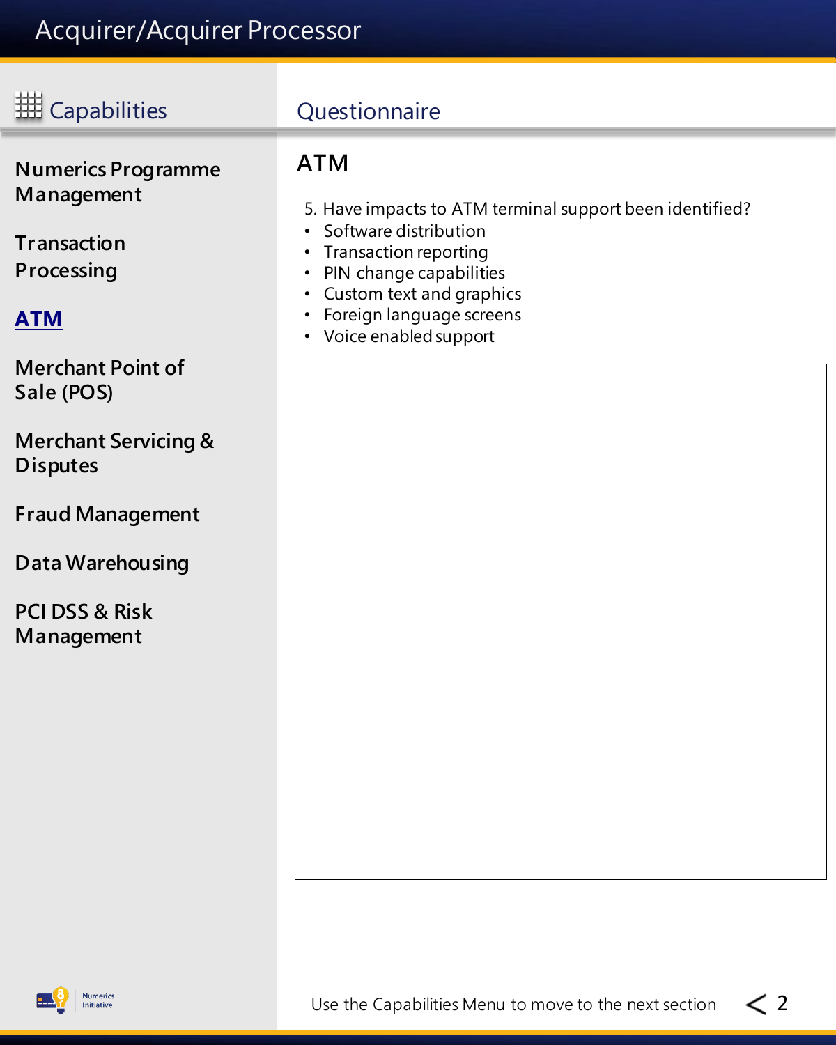# Acquirer/Acquirer Processor

## Capabilities

- Numerics Programme Management
- Transaction Processing
- **ATM**
- Merchant Point of Sale (POS)
- Merchant Servicing & Disputes
- Fraud Management
- Data Warehousing
- PCI DSS & Risk Management

## Questionnaire

### ATM

5. Have impacts to ATM terminal support been identified?

- Software distribution
- Transaction reporting
- PIN change capabilities
- Custom text and graphics
- Foreign language screens
- Voice enabled support

Use the Capabilities Menu to move to the next section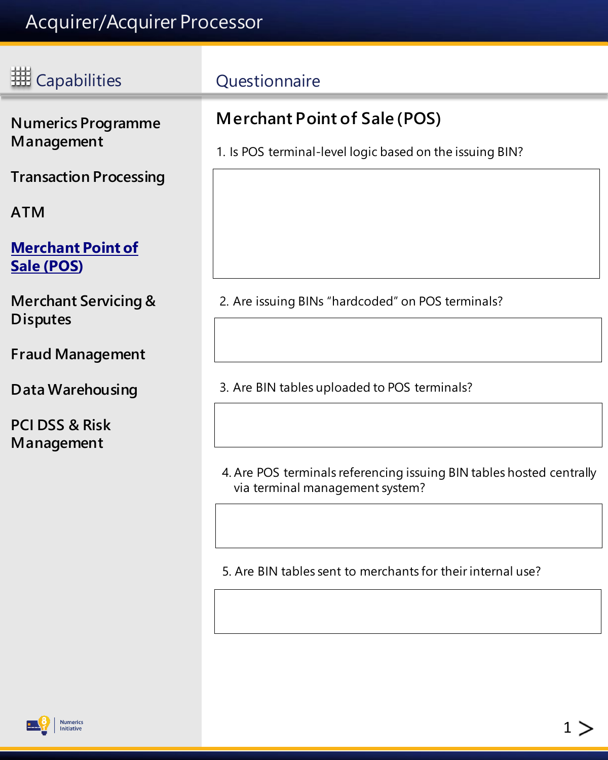# Acquirer/Acquirer Processor

## Capabilities

- Numerics Programme Management
- Transaction Processing
- ATM
- **Merchant Point of Sale (POS)**
- Merchant Servicing & Disputes
- Fraud Management
- Data Warehousing
- PCI DSS & Risk Management

## Questionnaire

### Merchant Point of Sale (POS)

1. Is POS terminal-level logic based on the issuing BIN?

2. Are issuing BINs "hardcoded" on POS terminals?

3. Are BIN tables uploaded to POS terminals?

4. Are POS terminals referencing issuing BIN tables hosted centrally via terminal management system?

5. Are BIN tables sent to merchants for their internal use?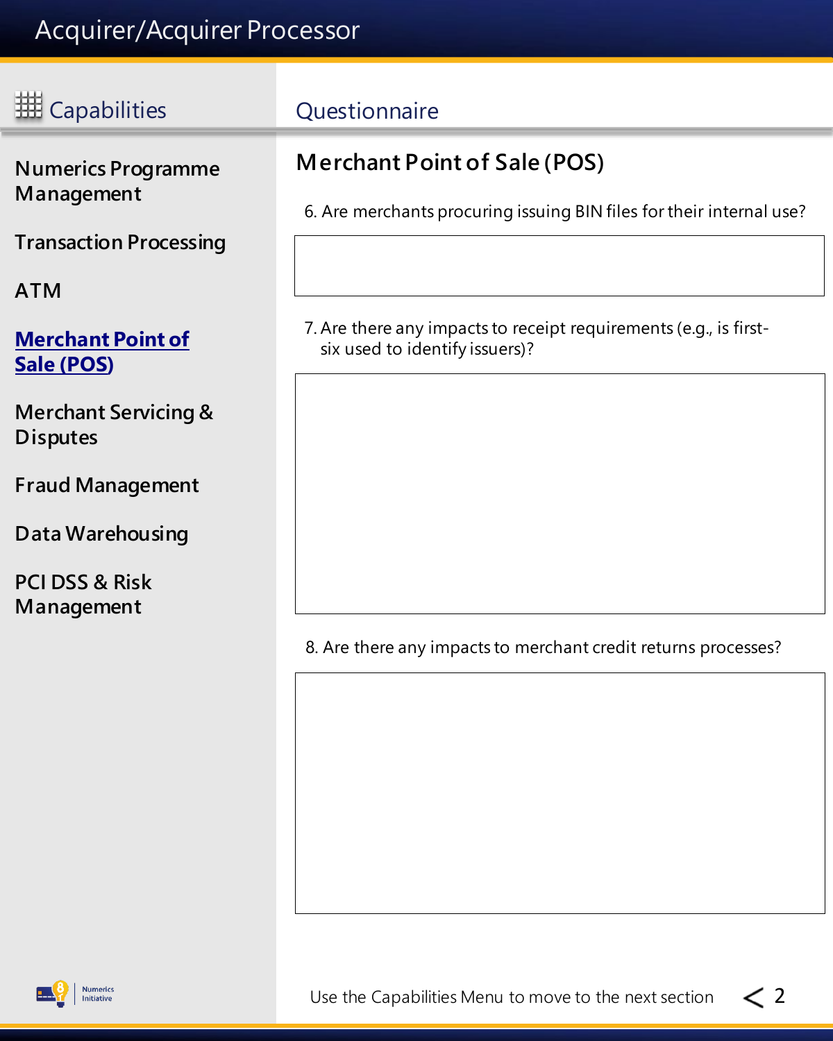# Acquirer/Acquirer Processor

## Capabilities

- Numerics Programme Management
- Transaction Processing
- ATM
- **Merchant Point of Sale (POS)**
- Merchant Servicing & Disputes
- Fraud Management
- Data Warehousing
- PCI DSS & Risk Management

## Questionnaire

### Merchant Point of Sale (POS)

6. Are merchants procuring issuing BIN files for their internal use?

7. Are there any impacts to receipt requirements (e.g., is first-six used to identify issuers)?

8. Are there any impacts to merchant credit returns processes?

Use the Capabilities Menu to move to the next section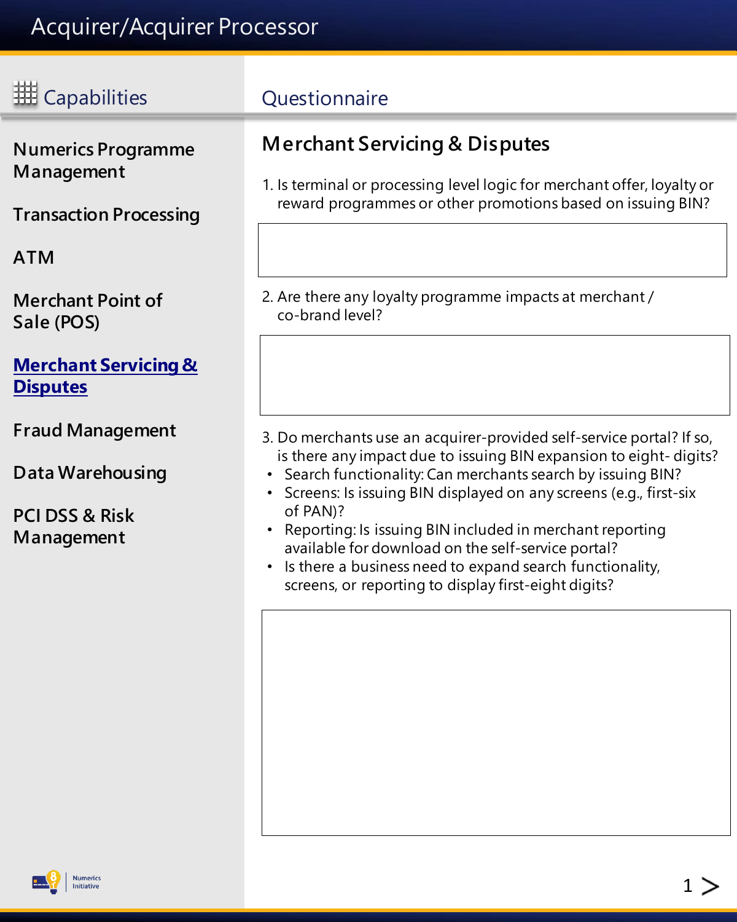# Acquirer/Acquirer Processor

## Capabilities

- Numerics Programme Management
- Transaction Processing
- ATM
- Merchant Point of Sale (POS)
- **Merchant Servicing & Disputes**
- Fraud Management
- Data Warehousing
- PCI DSS & Risk Management

## Questionnaire

### Merchant Servicing & Disputes

1. Is terminal or processing level logic for merchant offer, loyalty or reward programmes or other promotions based on issuing BIN?

2. Are there any loyalty programme impacts at merchant / co-brand level?

3. Do merchants use an acquirer-provided self-service portal? If so, is there any impact due to issuing BIN expansion to eight- digits?
   - Search functionality: Can merchants search by issuing BIN?
   - Screens: Is issuing BIN displayed on any screens (e.g., first-six of PAN)?
   - Reporting: Is issuing BIN included in merchant reporting available for download on the self-service portal?
   - Is there a business need to expand search functionality, screens, or reporting to display first-eight digits?

Numerics Initiative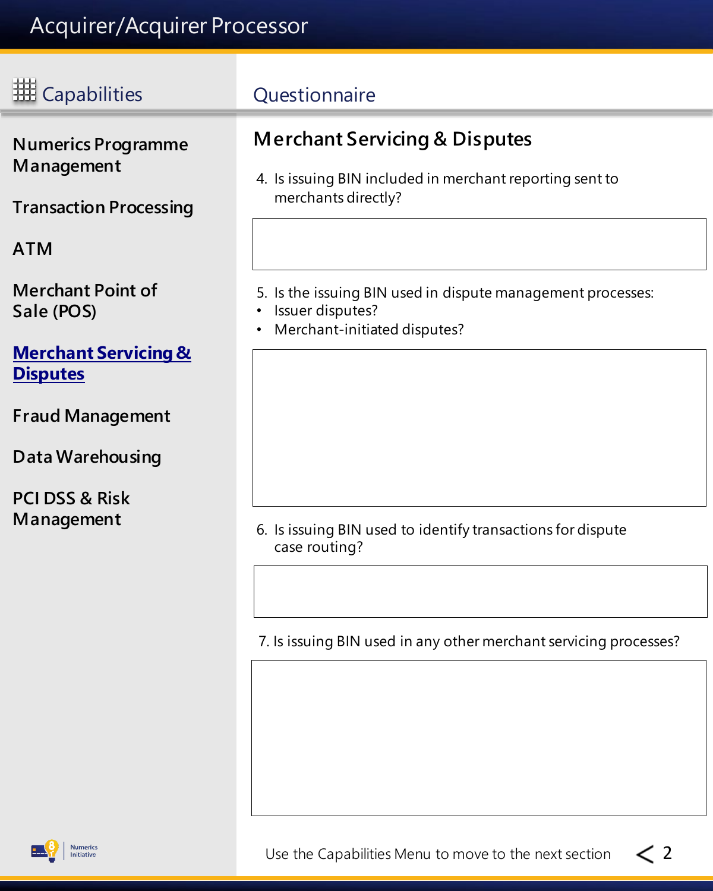# Acquirer/Acquirer Processor

## Capabilities

- Numerics Programme Management
- Transaction Processing
- ATM
- Merchant Point of Sale (POS)
- **Merchant Servicing & Disputes**
- Fraud Management
- Data Warehousing
- PCI DSS & Risk Management

## Questionnaire

### Merchant Servicing & Disputes

4. Is issuing BIN included in merchant reporting sent to merchants directly?

5. Is the issuing BIN used in dispute management processes:
   - Issuer disputes?
   - Merchant-initiated disputes?

6. Is issuing BIN used to identify transactions for dispute case routing?

7. Is issuing BIN used in any other merchant servicing processes?

Use the Capabilities Menu to move to the next section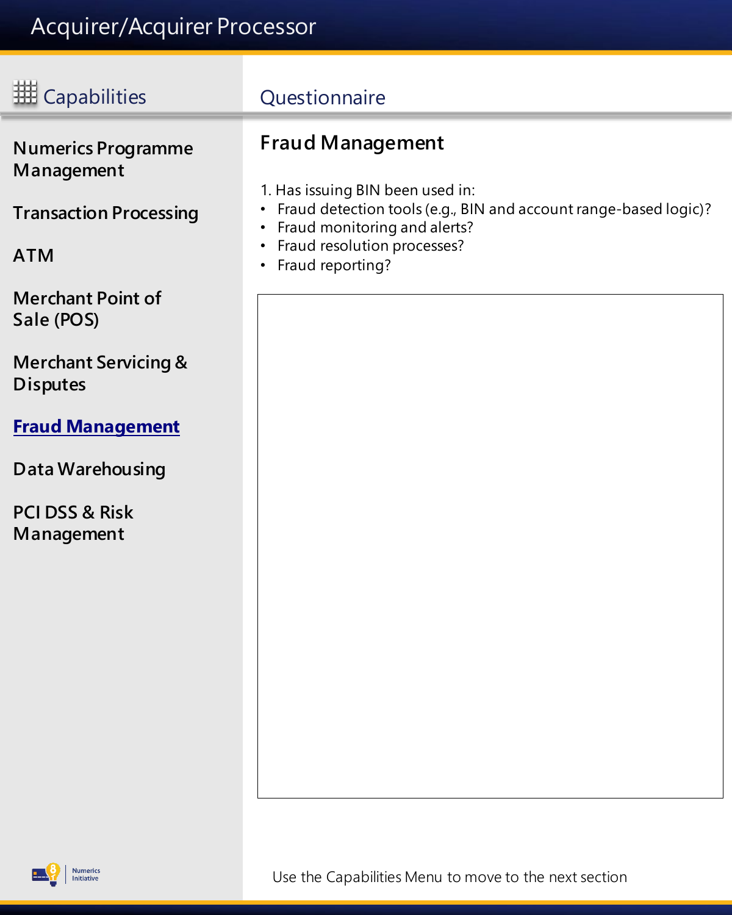# Acquirer/Acquirer Processor

## Capabilities

- Numerics Programme Management
- Transaction Processing
- ATM
- Merchant Point of Sale (POS)
- Merchant Servicing & Disputes
- **Fraud Management**
- Data Warehousing
- PCI DSS & Risk Management

## Questionnaire

### Fraud Management

1. Has issuing BIN been used in:
- Fraud detection tools (e.g., BIN and account range-based logic)?
- Fraud monitoring and alerts?
- Fraud resolution processes?
- Fraud reporting?

Use the Capabilities Menu to move to the next section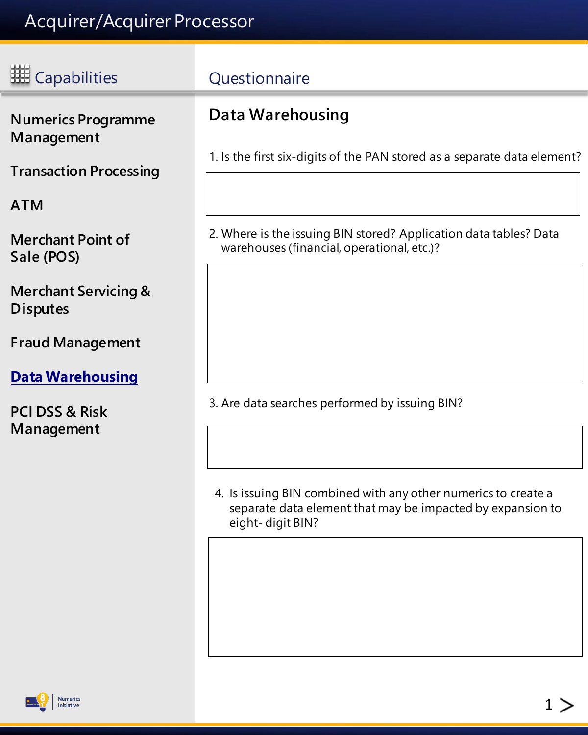# Acquirer/Acquirer Processor

## Capabilities

- Numerics Programme Management
- Transaction Processing
- ATM
- Merchant Point of Sale (POS)
- Merchant Servicing & Disputes
- Fraud Management
- **Data Warehousing**
- PCI DSS & Risk Management

## Questionnaire

### Data Warehousing

1. Is the first six-digits of the PAN stored as a separate data element?

2. Where is the issuing BIN stored? Application data tables? Data warehouses (financial, operational, etc.)?

3. Are data searches performed by issuing BIN?

4. Is issuing BIN combined with any other numerics to create a separate data element that may be impacted by expansion to eight- digit BIN?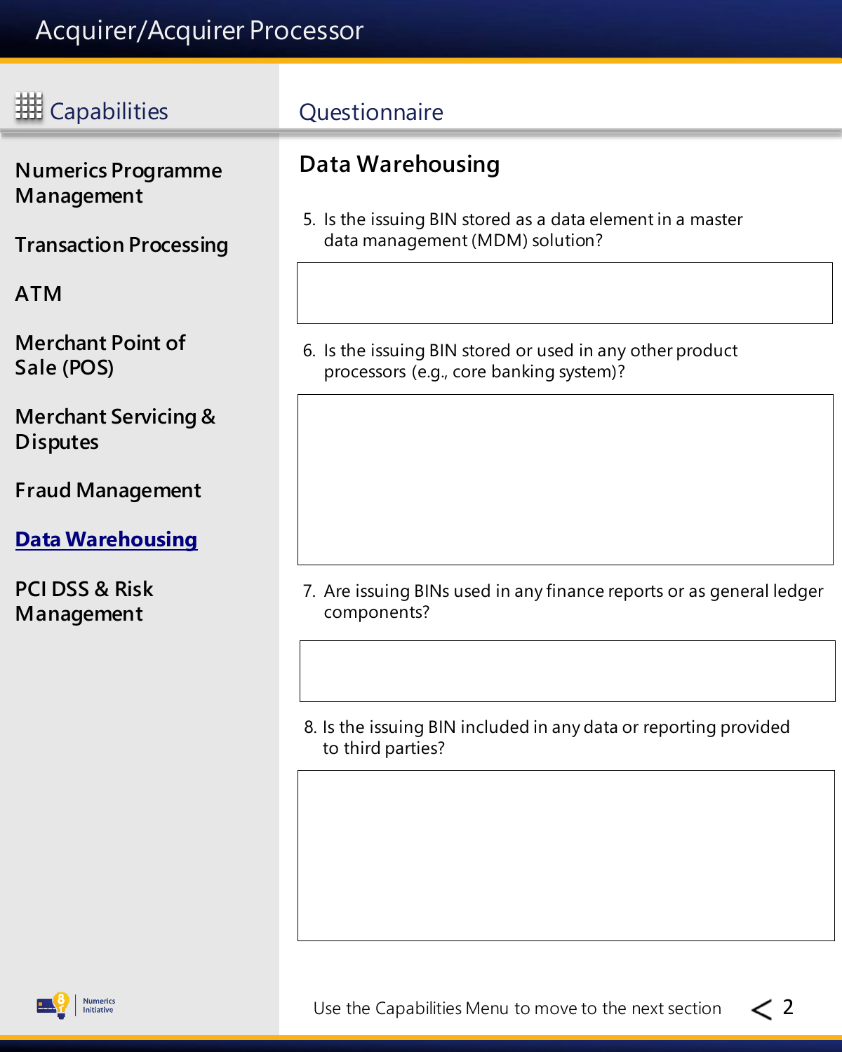# Acquirer/Acquirer Processor

## Capabilities

- Numerics Programme Management
- Transaction Processing
- ATM
- Merchant Point of Sale (POS)
- Merchant Servicing & Disputes
- Fraud Management
- **Data Warehousing**
- PCI DSS & Risk Management

## Questionnaire

### Data Warehousing

5. Is the issuing BIN stored as a data element in a master data management (MDM) solution?

6. Is the issuing BIN stored or used in any other product processors (e.g., core banking system)?

7. Are issuing BINs used in any finance reports or as general ledger components?

8. Is the issuing BIN included in any data or reporting provided to third parties?

Use the Capabilities Menu to move to the next section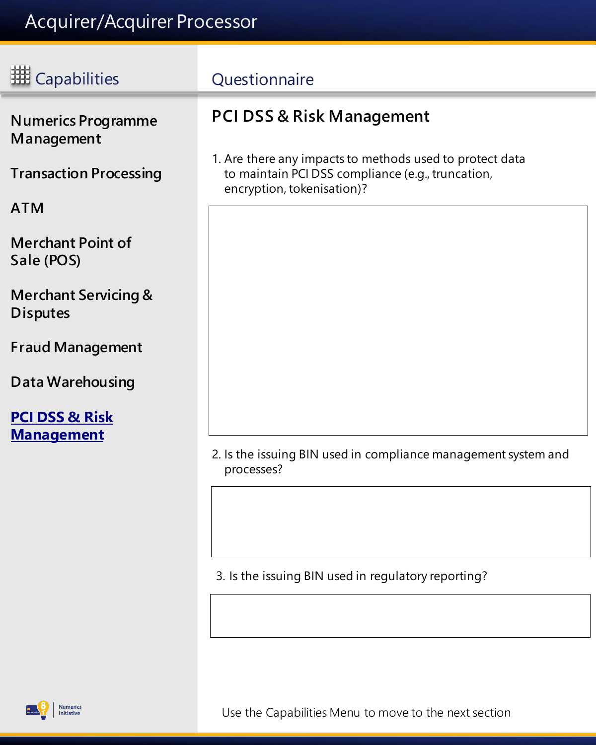# Acquirer/Acquirer Processor

## Capabilities

- Numerics Programme Management
- Transaction Processing
- ATM
- Merchant Point of Sale (POS)
- Merchant Servicing & Disputes
- Fraud Management
- Data Warehousing
- **PCI DSS & Risk Management**

## Questionnaire

### PCI DSS & Risk Management

1. Are there any impacts to methods used to protect data to maintain PCI DSS compliance (e.g., truncation, encryption, tokenisation)?

2. Is the issuing BIN used in compliance management system and processes?

3. Is the issuing BIN used in regulatory reporting?

Use the Capabilities Menu to move to the next section

Numerics Initiative